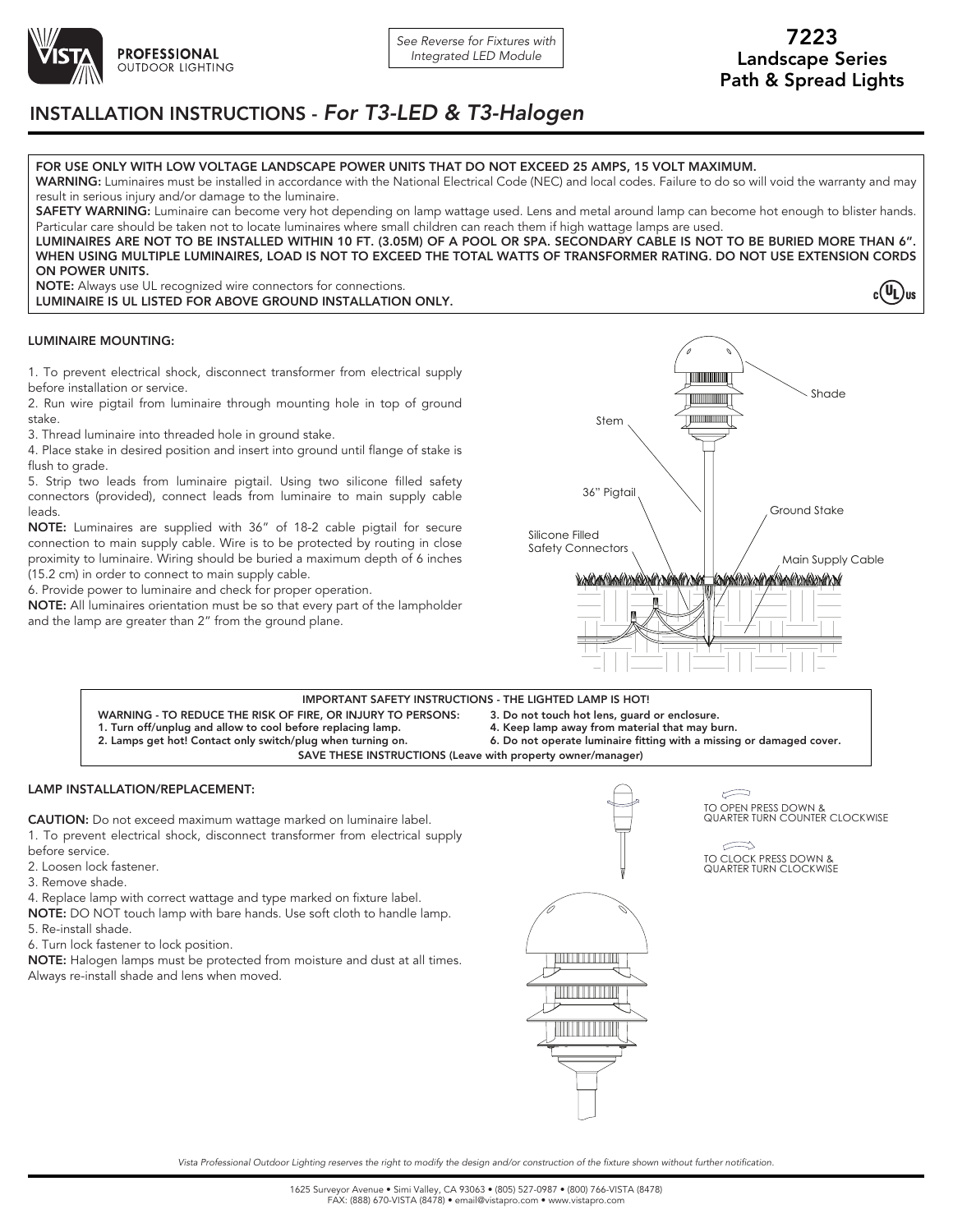**PROFESSIONAL**
OUTDOOR LIGHTING

*See Reverse for Fixtures with Integrated LED Module*

# 7223
## Landscape Series Path & Spread Lights

## INSTALLATION INSTRUCTIONS - *For T3-LED & T3-Halogen*

**FOR USE ONLY WITH LOW VOLTAGE LANDSCAPE POWER UNITS THAT DO NOT EXCEED 25 AMPS, 15 VOLT MAXIMUM.**
**WARNING:** Luminaires must be installed in accordance with the National Electrical Code (NEC) and local codes. Failure to do so will void the warranty and may result in serious injury and/or damage to the luminaire.
**SAFETY WARNING:** Luminaire can become very hot depending on lamp wattage used. Lens and metal around lamp can become hot enough to blister hands. Particular care should be taken not to locate luminaires where small children can reach them if high wattage lamps are used.
**LUMINAIRES ARE NOT TO BE INSTALLED WITHIN 10 FT. (3.05M) OF A POOL OR SPA. SECONDARY CABLE IS NOT TO BE BURIED MORE THAN 6". WHEN USING MULTIPLE LUMINAIRES, LOAD IS NOT TO EXCEED THE TOTAL WATTS OF TRANSFORMER RATING. DO NOT USE EXTENSION CORDS ON POWER UNITS.**
**NOTE:** Always use UL recognized wire connectors for connections.
**LUMINAIRE IS UL LISTED FOR ABOVE GROUND INSTALLATION ONLY.**

### LUMINAIRE MOUNTING:

1. To prevent electrical shock, disconnect transformer from electrical supply before installation or service.
2. Run wire pigtail from luminaire through mounting hole in top of ground stake.
3. Thread luminaire into threaded hole in ground stake.
4. Place stake in desired position and insert into ground until flange of stake is flush to grade.
5. Strip two leads from luminaire pigtail. Using two silicone filled safety connectors (provided), connect leads from luminaire to main supply cable leads.

**NOTE:** Luminaires are supplied with 36" of 18-2 cable pigtail for secure connection to main supply cable. Wire is to be protected by routing in close proximity to luminaire. Wiring should be buried a maximum depth of 6 inches (15.2 cm) in order to connect to main supply cable.

6. Provide power to luminaire and check for proper operation.

**NOTE:** All luminaires orientation must be so that every part of the lampholder and the lamp are greater than 2" from the ground plane.

Shade
Stem
36" Pigtail
Ground Stake
Silicone Filled Safety Connectors
Main Supply Cable

**IMPORTANT SAFETY INSTRUCTIONS - THE LIGHTED LAMP IS HOT!**
**WARNING - TO REDUCE THE RISK OF FIRE, OR INJURY TO PERSONS:**
**1. Turn off/unplug and allow to cool before replacing lamp.**
**2. Lamps get hot! Contact only switch/plug when turning on.**
**3. Do not touch hot lens, guard or enclosure.**
**4. Keep lamp away from material that may burn.**
**6. Do not operate luminaire fitting with a missing or damaged cover.**
**SAVE THESE INSTRUCTIONS (Leave with property owner/manager)**

### LAMP INSTALLATION/REPLACEMENT:

**CAUTION:** Do not exceed maximum wattage marked on luminaire label.
1. To prevent electrical shock, disconnect transformer from electrical supply before service.
2. Loosen lock fastener.
3. Remove shade.
4. Replace lamp with correct wattage and type marked on fixture label.

**NOTE:** DO NOT touch lamp with bare hands. Use soft cloth to handle lamp.

5. Re-install shade.
6. Turn lock fastener to lock position.

**NOTE:** Halogen lamps must be protected from moisture and dust at all times. Always re-install shade and lens when moved.

TO OPEN PRESS DOWN & QUARTER TURN COUNTER CLOCKWISE
TO CLOCK PRESS DOWN & QUARTER TURN CLOCKWISE

*Vista Professional Outdoor Lighting reserves the right to modify the design and/or construction of the fixture shown without further notification.*

1625 Surveyor Avenue • Simi Valley, CA 93063 • (805) 527-0987 • (800) 766-VISTA (8478)
FAX: (888) 670-VISTA (8478) • email@vistapro.com • www.vistapro.com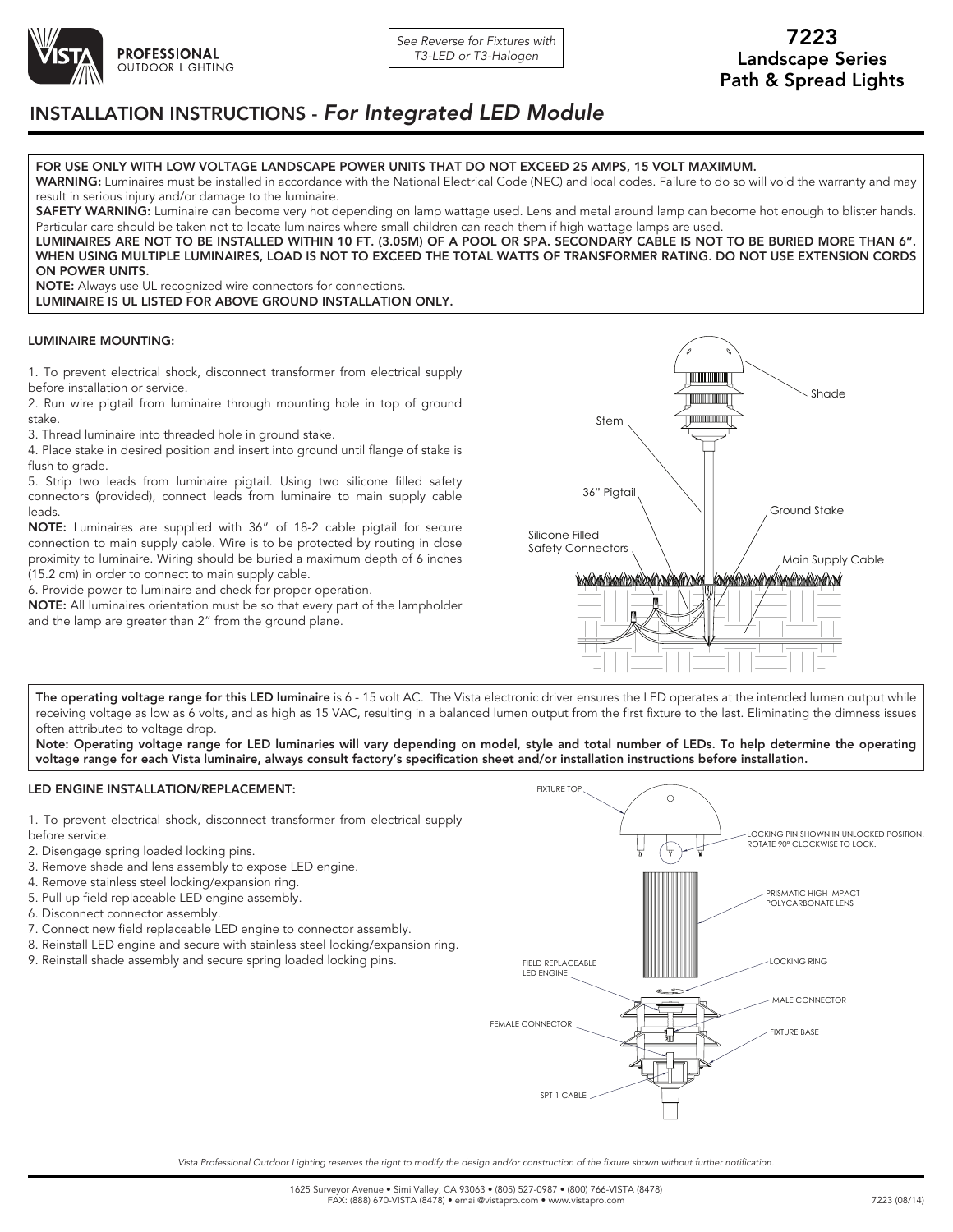PROFESSIONAL
OUTDOOR LIGHTING

*See Reverse for Fixtures with T3-LED or T3-Halogen*

# 7223
## Landscape Series
## Path & Spread Lights

# INSTALLATION INSTRUCTIONS - *For Integrated LED Module*

**FOR USE ONLY WITH LOW VOLTAGE LANDSCAPE POWER UNITS THAT DO NOT EXCEED 25 AMPS, 15 VOLT MAXIMUM.**
**WARNING:** Luminaires must be installed in accordance with the National Electrical Code (NEC) and local codes. Failure to do so will void the warranty and may result in serious injury and/or damage to the luminaire.
**SAFETY WARNING:** Luminaire can become very hot depending on lamp wattage used. Lens and metal around lamp can become hot enough to blister hands. Particular care should be taken not to locate luminaires where small children can reach them if high wattage lamps are used.
**LUMINAIRES ARE NOT TO BE INSTALLED WITHIN 10 FT. (3.05M) OF A POOL OR SPA. SECONDARY CABLE IS NOT TO BE BURIED MORE THAN 6". WHEN USING MULTIPLE LUMINAIRES, LOAD IS NOT TO EXCEED THE TOTAL WATTS OF TRANSFORMER RATING. DO NOT USE EXTENSION CORDS ON POWER UNITS.**
**NOTE:** Always use UL recognized wire connectors for connections.
**LUMINAIRE IS UL LISTED FOR ABOVE GROUND INSTALLATION ONLY.**

### LUMINAIRE MOUNTING:

1. To prevent electrical shock, disconnect transformer from electrical supply before installation or service.
2. Run wire pigtail from luminaire through mounting hole in top of ground stake.
3. Thread luminaire into threaded hole in ground stake.
4. Place stake in desired position and insert into ground until flange of stake is flush to grade.
5. Strip two leads from luminaire pigtail. Using two silicone filled safety connectors (provided), connect leads from luminaire to main supply cable leads.

**NOTE:** Luminaires are supplied with 36" of 18-2 cable pigtail for secure connection to main supply cable. Wire is to be protected by routing in close proximity to luminaire. Wiring should be buried a maximum depth of 6 inches (15.2 cm) in order to connect to main supply cable.

6. Provide power to luminaire and check for proper operation.

**NOTE:** All luminaires orientation must be so that every part of the lampholder and the lamp are greater than 2" from the ground plane.

Shade
Stem
36" Pigtail
Ground Stake
Silicone Filled Safety Connectors
Main Supply Cable

**The operating voltage range for this LED luminaire** is 6 - 15 volt AC. The Vista electronic driver ensures the LED operates at the intended lumen output while receiving voltage as low as 6 volts, and as high as 15 VAC, resulting in a balanced lumen output from the first fixture to the last. Eliminating the dimness issues often attributed to voltage drop.
**Note: Operating voltage range for LED luminaries will vary depending on model, style and total number of LEDs. To help determine the operating voltage range for each Vista luminaire, always consult factory's specification sheet and/or installation instructions before installation.**

### LED ENGINE INSTALLATION/REPLACEMENT:

1. To prevent electrical shock, disconnect transformer from electrical supply before service.
2. Disengage spring loaded locking pins.
3. Remove shade and lens assembly to expose LED engine.
4. Remove stainless steel locking/expansion ring.
5. Pull up field replaceable LED engine assembly.
6. Disconnect connector assembly.
7. Connect new field replaceable LED engine to connector assembly.
8. Reinstall LED engine and secure with stainless steel locking/expansion ring.
9. Reinstall shade assembly and secure spring loaded locking pins.

FIXTURE TOP
LOCKING PIN SHOWN IN UNLOCKED POSITION. ROTATE 90° CLOCKWISE TO LOCK.
PRISMATIC HIGH-IMPACT POLYCARBONATE LENS
FIELD REPLACEABLE LED ENGINE
LOCKING RING
MALE CONNECTOR
FEMALE CONNECTOR
FIXTURE BASE
SPT-1 CABLE

*Vista Professional Outdoor Lighting reserves the right to modify the design and/or construction of the fixture shown without further notification.*

1625 Surveyor Avenue • Simi Valley, CA 93063 • (805) 527-0987 • (800) 766-VISTA (8478)
FAX: (888) 670-VISTA (8478) • email@vistapro.com • www.vistapro.com

7223 (08/14)